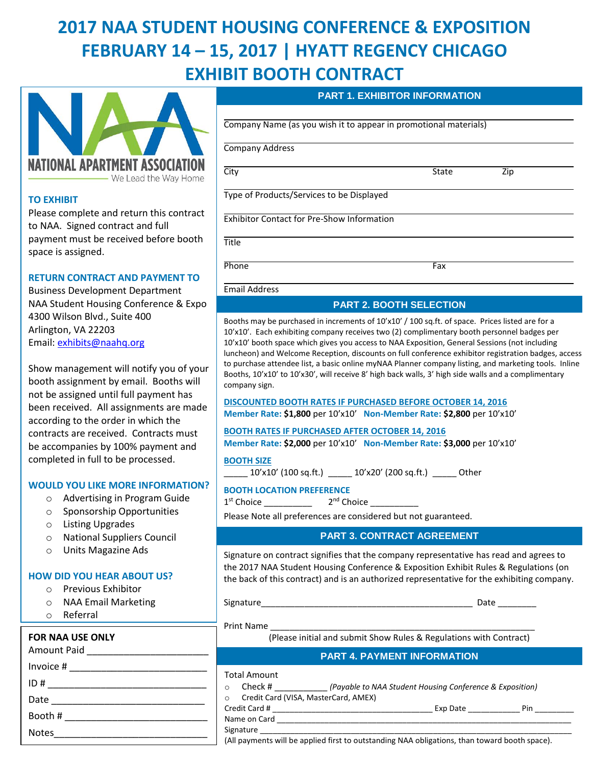# 2017 NAA STUDENT HOUSING CONFERENCE & EXPOSITION
# FEBRUARY 14 – 15, 2017 | HYATT REGENCY CHICAGO
# EXHIBIT BOOTH CONTRACT

NATIONAL APARTMENT ASSOCIATION
We Lead the Way Home

### TO EXHIBIT

Please complete and return this contract to NAA. Signed contract and full payment must be received before booth space is assigned.

### RETURN CONTRACT AND PAYMENT TO

Business Development Department
NAA Student Housing Conference & Expo
4300 Wilson Blvd., Suite 400
Arlington, VA 22203
Email: exhibits@naahq.org

Show management will notify you of your booth assignment by email. Booths will not be assigned until full payment has been received. All assignments are made according to the order in which the contracts are received. Contracts must be accompanies by 100% payment and completed in full to be processed.

### WOULD YOU LIKE MORE INFORMATION?

- ○ Advertising in Program Guide
- ○ Sponsorship Opportunities
- ○ Listing Upgrades
- ○ National Suppliers Council
- ○ Units Magazine Ads

### HOW DID YOU HEAR ABOUT US?

- ○ Previous Exhibitor
- ○ NAA Email Marketing
- ○ Referral

### FOR NAA USE ONLY

Amount Paid ______________________

Invoice # ______________________

ID # ______________________

Date ______________________

Booth # ______________________

Notes______________________

## PART 1. EXHIBITOR INFORMATION

______________________________________________
Company Name (as you wish it to appear in promotional materials)

______________________________________________
Company Address

______________________________________________
City State Zip

______________________________________________
Type of Products/Services to be Displayed

______________________________________________
Exhibitor Contact for Pre-Show Information

______________________________________________
Title

______________________________________________
Phone Fax

______________________________________________
Email Address

## PART 2. BOOTH SELECTION

Booths may be purchased in increments of 10'x10' / 100 sq.ft. of space. Prices listed are for a 10'x10'. Each exhibiting company receives two (2) complimentary booth personnel badges per 10'x10' booth space which gives you access to NAA Exposition, General Sessions (not including luncheon) and Welcome Reception, discounts on full conference exhibitor registration badges, access to purchase attendee list, a basic online myNAA Planner company listing, and marketing tools. Inline Booths, 10'x10' to 10'x30', will receive 8' high back walls, 3' high side walls and a complimentary company sign.

**DISCOUNTED BOOTH RATES IF PURCHASED BEFORE OCTOBER 14, 2016**
**Member Rate:** **$1,800** per 10'x10' **Non-Member Rate:** **$2,800** per 10'x10'

**BOOTH RATES IF PURCHASED AFTER OCTOBER 14, 2016**
**Member Rate:** **$2,000** per 10'x10' **Non-Member Rate:** **$3,000** per 10'x10'

**BOOTH SIZE**
_____ 10'x10' (100 sq.ft.) _____ 10'x20' (200 sq.ft.) _____ Other

**BOOTH LOCATION PREFERENCE**
1st Choice __________ 2nd Choice __________

Please Note all preferences are considered but not guaranteed.

## PART 3. CONTRACT AGREEMENT

Signature on contract signifies that the company representative has read and agrees to the 2017 NAA Student Housing Conference & Exposition Exhibit Rules & Regulations (on the back of this contract) and is an authorized representative for the exhibiting company.

Signature____________________________________________ Date ________

Print Name ____________________________________________
(Please initial and submit Show Rules & Regulations with Contract)

## PART 4. PAYMENT INFORMATION

Total Amount

- ○ Check # ___________ *(Payable to NAA Student Housing Conference & Exposition)*
- ○ Credit Card (VISA, MasterCard, AMEX)

Credit Card # ________________________________ Exp Date ___________ Pin ________

Name on Card ____________________________________________

Signature ____________________________________________

(All payments will be applied first to outstanding NAA obligations, than toward booth space).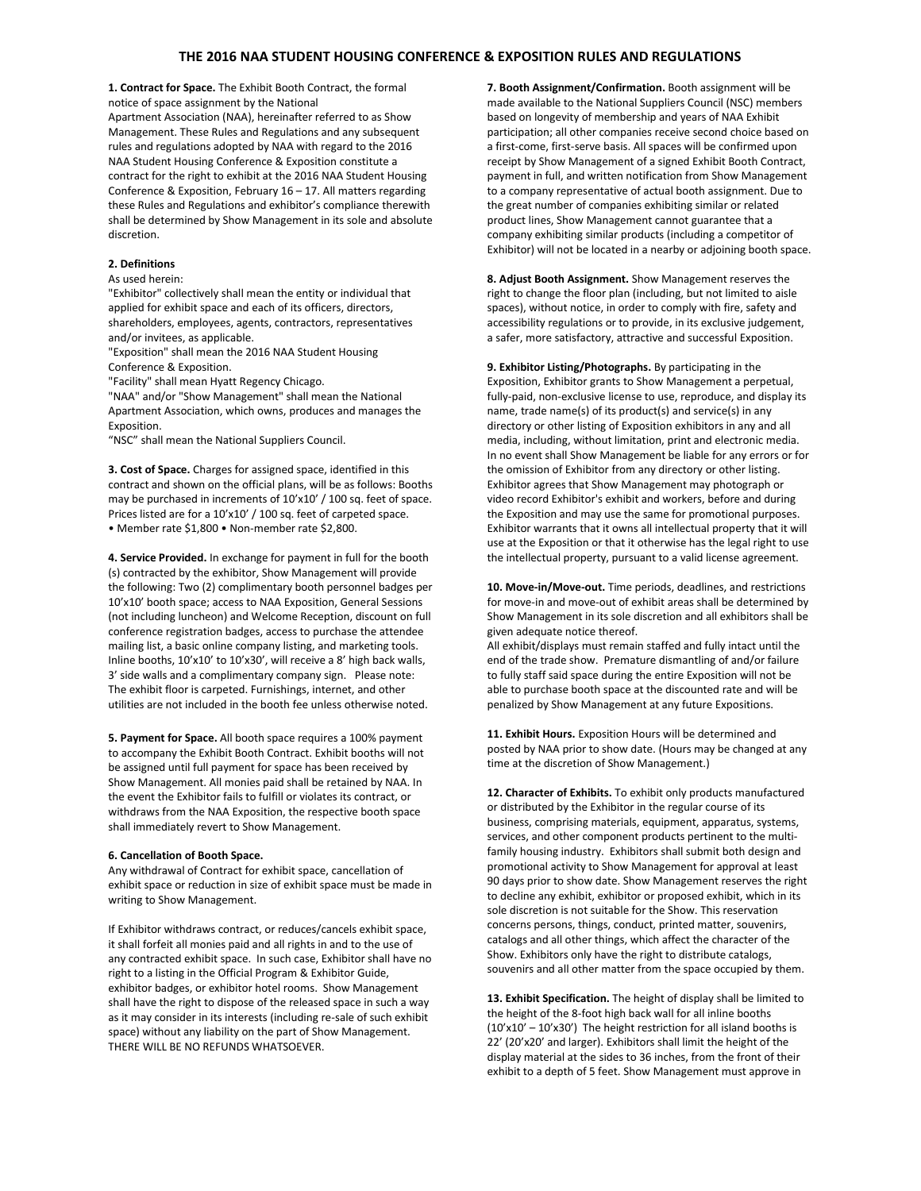# THE 2016 NAA STUDENT HOUSING CONFERENCE & EXPOSITION RULES AND REGULATIONS

**1. Contract for Space.** The Exhibit Booth Contract, the formal notice of space assignment by the National Apartment Association (NAA), hereinafter referred to as Show Management. These Rules and Regulations and any subsequent rules and regulations adopted by NAA with regard to the 2016 NAA Student Housing Conference & Exposition constitute a contract for the right to exhibit at the 2016 NAA Student Housing Conference & Exposition, February 16 – 17. All matters regarding these Rules and Regulations and exhibitor's compliance therewith shall be determined by Show Management in its sole and absolute discretion.

**2. Definitions**

As used herein:

"Exhibitor" collectively shall mean the entity or individual that applied for exhibit space and each of its officers, directors, shareholders, employees, agents, contractors, representatives and/or invitees, as applicable.

"Exposition" shall mean the 2016 NAA Student Housing Conference & Exposition.

"Facility" shall mean Hyatt Regency Chicago.

"NAA" and/or "Show Management" shall mean the National Apartment Association, which owns, produces and manages the Exposition.

"NSC" shall mean the National Suppliers Council.

**3. Cost of Space.** Charges for assigned space, identified in this contract and shown on the official plans, will be as follows: Booths may be purchased in increments of 10'x10' / 100 sq. feet of space. Prices listed are for a 10'x10' / 100 sq. feet of carpeted space.
• Member rate $1,800 • Non-member rate $2,800.

**4. Service Provided.** In exchange for payment in full for the booth (s) contracted by the exhibitor, Show Management will provide the following: Two (2) complimentary booth personnel badges per 10'x10' booth space; access to NAA Exposition, General Sessions (not including luncheon) and Welcome Reception, discount on full conference registration badges, access to purchase the attendee mailing list, a basic online company listing, and marketing tools. Inline booths, 10'x10' to 10'x30', will receive a 8' high back walls, 3' side walls and a complimentary company sign. Please note: The exhibit floor is carpeted. Furnishings, internet, and other utilities are not included in the booth fee unless otherwise noted.

**5. Payment for Space.** All booth space requires a 100% payment to accompany the Exhibit Booth Contract. Exhibit booths will not be assigned until full payment for space has been received by Show Management. All monies paid shall be retained by NAA. In the event the Exhibitor fails to fulfill or violates its contract, or withdraws from the NAA Exposition, the respective booth space shall immediately revert to Show Management.

**6. Cancellation of Booth Space.**

Any withdrawal of Contract for exhibit space, cancellation of exhibit space or reduction in size of exhibit space must be made in writing to Show Management.

If Exhibitor withdraws contract, or reduces/cancels exhibit space, it shall forfeit all monies paid and all rights in and to the use of any contracted exhibit space. In such case, Exhibitor shall have no right to a listing in the Official Program & Exhibitor Guide, exhibitor badges, or exhibitor hotel rooms. Show Management shall have the right to dispose of the released space in such a way as it may consider in its interests (including re-sale of such exhibit space) without any liability on the part of Show Management. THERE WILL BE NO REFUNDS WHATSOEVER.

**7. Booth Assignment/Confirmation.** Booth assignment will be made available to the National Suppliers Council (NSC) members based on longevity of membership and years of NAA Exhibit participation; all other companies receive second choice based on a first-come, first-serve basis. All spaces will be confirmed upon receipt by Show Management of a signed Exhibit Booth Contract, payment in full, and written notification from Show Management to a company representative of actual booth assignment. Due to the great number of companies exhibiting similar or related product lines, Show Management cannot guarantee that a company exhibiting similar products (including a competitor of Exhibitor) will not be located in a nearby or adjoining booth space.

**8. Adjust Booth Assignment.** Show Management reserves the right to change the floor plan (including, but not limited to aisle spaces), without notice, in order to comply with fire, safety and accessibility regulations or to provide, in its exclusive judgement, a safer, more satisfactory, attractive and successful Exposition.

**9. Exhibitor Listing/Photographs.** By participating in the Exposition, Exhibitor grants to Show Management a perpetual, fully-paid, non-exclusive license to use, reproduce, and display its name, trade name(s) of its product(s) and service(s) in any directory or other listing of Exposition exhibitors in any and all media, including, without limitation, print and electronic media. In no event shall Show Management be liable for any errors or for the omission of Exhibitor from any directory or other listing. Exhibitor agrees that Show Management may photograph or video record Exhibitor's exhibit and workers, before and during the Exposition and may use the same for promotional purposes. Exhibitor warrants that it owns all intellectual property that it will use at the Exposition or that it otherwise has the legal right to use the intellectual property, pursuant to a valid license agreement.

**10. Move-in/Move-out.** Time periods, deadlines, and restrictions for move-in and move-out of exhibit areas shall be determined by Show Management in its sole discretion and all exhibitors shall be given adequate notice thereof.

All exhibit/displays must remain staffed and fully intact until the end of the trade show. Premature dismantling of and/or failure to fully staff said space during the entire Exposition will not be able to purchase booth space at the discounted rate and will be penalized by Show Management at any future Expositions.

**11. Exhibit Hours.** Exposition Hours will be determined and posted by NAA prior to show date. (Hours may be changed at any time at the discretion of Show Management.)

**12. Character of Exhibits.** To exhibit only products manufactured or distributed by the Exhibitor in the regular course of its business, comprising materials, equipment, apparatus, systems, services, and other component products pertinent to the multi-family housing industry. Exhibitors shall submit both design and promotional activity to Show Management for approval at least 90 days prior to show date. Show Management reserves the right to decline any exhibit, exhibitor or proposed exhibit, which in its sole discretion is not suitable for the Show. This reservation concerns persons, things, conduct, printed matter, souvenirs, catalogs and all other things, which affect the character of the Show. Exhibitors only have the right to distribute catalogs, souvenirs and all other matter from the space occupied by them.

**13. Exhibit Specification.** The height of display shall be limited to the height of the 8-foot high back wall for all inline booths (10'x10' – 10'x30') The height restriction for all island booths is 22' (20'x20' and larger). Exhibitors shall limit the height of the display material at the sides to 36 inches, from the front of their exhibit to a depth of 5 feet. Show Management must approve in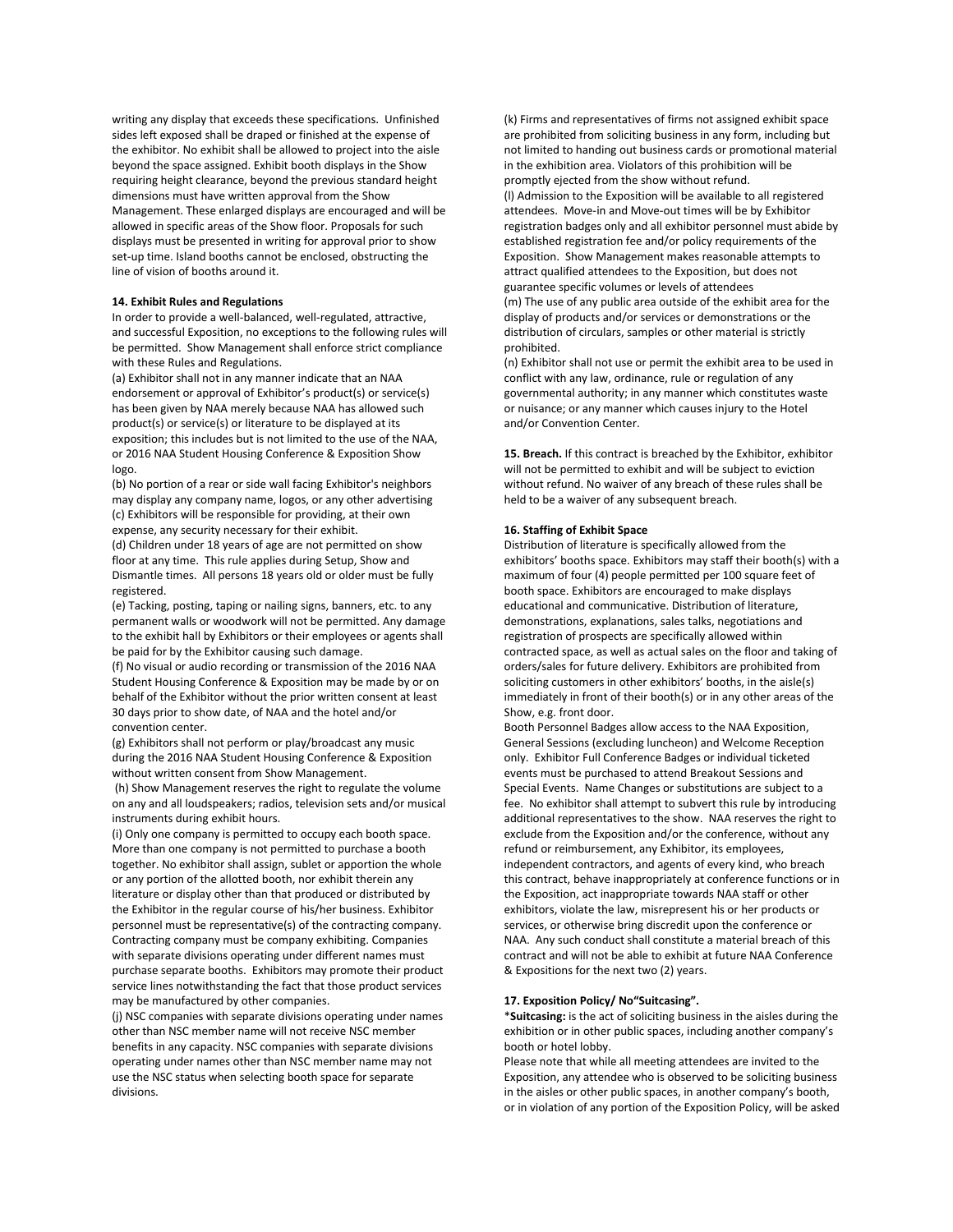writing any display that exceeds these specifications. Unfinished sides left exposed shall be draped or finished at the expense of the exhibitor. No exhibit shall be allowed to project into the aisle beyond the space assigned. Exhibit booth displays in the Show requiring height clearance, beyond the previous standard height dimensions must have written approval from the Show Management. These enlarged displays are encouraged and will be allowed in specific areas of the Show floor. Proposals for such displays must be presented in writing for approval prior to show set-up time. Island booths cannot be enclosed, obstructing the line of vision of booths around it.

**14. Exhibit Rules and Regulations**

In order to provide a well-balanced, well-regulated, attractive, and successful Exposition, no exceptions to the following rules will be permitted. Show Management shall enforce strict compliance with these Rules and Regulations.

(a) Exhibitor shall not in any manner indicate that an NAA endorsement or approval of Exhibitor's product(s) or service(s) has been given by NAA merely because NAA has allowed such product(s) or service(s) or literature to be displayed at its exposition; this includes but is not limited to the use of the NAA, or 2016 NAA Student Housing Conference & Exposition Show logo.

(b) No portion of a rear or side wall facing Exhibitor's neighbors may display any company name, logos, or any other advertising

(c) Exhibitors will be responsible for providing, at their own expense, any security necessary for their exhibit.

(d) Children under 18 years of age are not permitted on show floor at any time. This rule applies during Setup, Show and Dismantle times. All persons 18 years old or older must be fully registered.

(e) Tacking, posting, taping or nailing signs, banners, etc. to any permanent walls or woodwork will not be permitted. Any damage to the exhibit hall by Exhibitors or their employees or agents shall be paid for by the Exhibitor causing such damage.

(f) No visual or audio recording or transmission of the 2016 NAA Student Housing Conference & Exposition may be made by or on behalf of the Exhibitor without the prior written consent at least 30 days prior to show date, of NAA and the hotel and/or convention center.

(g) Exhibitors shall not perform or play/broadcast any music during the 2016 NAA Student Housing Conference & Exposition without written consent from Show Management.

(h) Show Management reserves the right to regulate the volume on any and all loudspeakers; radios, television sets and/or musical instruments during exhibit hours.

(i) Only one company is permitted to occupy each booth space. More than one company is not permitted to purchase a booth together. No exhibitor shall assign, sublet or apportion the whole or any portion of the allotted booth, nor exhibit therein any literature or display other than that produced or distributed by the Exhibitor in the regular course of his/her business. Exhibitor personnel must be representative(s) of the contracting company. Contracting company must be company exhibiting. Companies with separate divisions operating under different names must purchase separate booths. Exhibitors may promote their product service lines notwithstanding the fact that those product services may be manufactured by other companies.

(j) NSC companies with separate divisions operating under names other than NSC member name will not receive NSC member benefits in any capacity. NSC companies with separate divisions operating under names other than NSC member name may not use the NSC status when selecting booth space for separate divisions.

(k) Firms and representatives of firms not assigned exhibit space are prohibited from soliciting business in any form, including but not limited to handing out business cards or promotional material in the exhibition area. Violators of this prohibition will be promptly ejected from the show without refund.

(l) Admission to the Exposition will be available to all registered attendees. Move-in and Move-out times will be by Exhibitor registration badges only and all exhibitor personnel must abide by established registration fee and/or policy requirements of the Exposition. Show Management makes reasonable attempts to attract qualified attendees to the Exposition, but does not guarantee specific volumes or levels of attendees

(m) The use of any public area outside of the exhibit area for the display of products and/or services or demonstrations or the distribution of circulars, samples or other material is strictly prohibited.

(n) Exhibitor shall not use or permit the exhibit area to be used in conflict with any law, ordinance, rule or regulation of any governmental authority; in any manner which constitutes waste or nuisance; or any manner which causes injury to the Hotel and/or Convention Center.

**15. Breach.** If this contract is breached by the Exhibitor, exhibitor will not be permitted to exhibit and will be subject to eviction without refund. No waiver of any breach of these rules shall be held to be a waiver of any subsequent breach.

**16. Staffing of Exhibit Space**

Distribution of literature is specifically allowed from the exhibitors' booths space. Exhibitors may staff their booth(s) with a maximum of four (4) people permitted per 100 square feet of booth space. Exhibitors are encouraged to make displays educational and communicative. Distribution of literature, demonstrations, explanations, sales talks, negotiations and registration of prospects are specifically allowed within contracted space, as well as actual sales on the floor and taking of orders/sales for future delivery. Exhibitors are prohibited from soliciting customers in other exhibitors' booths, in the aisle(s) immediately in front of their booth(s) or in any other areas of the Show, e.g. front door.

Booth Personnel Badges allow access to the NAA Exposition, General Sessions (excluding luncheon) and Welcome Reception only. Exhibitor Full Conference Badges or individual ticketed events must be purchased to attend Breakout Sessions and Special Events. Name Changes or substitutions are subject to a fee. No exhibitor shall attempt to subvert this rule by introducing additional representatives to the show. NAA reserves the right to exclude from the Exposition and/or the conference, without any refund or reimbursement, any Exhibitor, its employees, independent contractors, and agents of every kind, who breach this contract, behave inappropriately at conference functions or in the Exposition, act inappropriate towards NAA staff or other exhibitors, violate the law, misrepresent his or her products or services, or otherwise bring discredit upon the conference or NAA. Any such conduct shall constitute a material breach of this contract and will not be able to exhibit at future NAA Conference & Expositions for the next two (2) years.

**17. Exposition Policy/ No"Suitcasing".**

\***Suitcasing:** is the act of soliciting business in the aisles during the exhibition or in other public spaces, including another company's booth or hotel lobby.

Please note that while all meeting attendees are invited to the Exposition, any attendee who is observed to be soliciting business in the aisles or other public spaces, in another company's booth, or in violation of any portion of the Exposition Policy, will be asked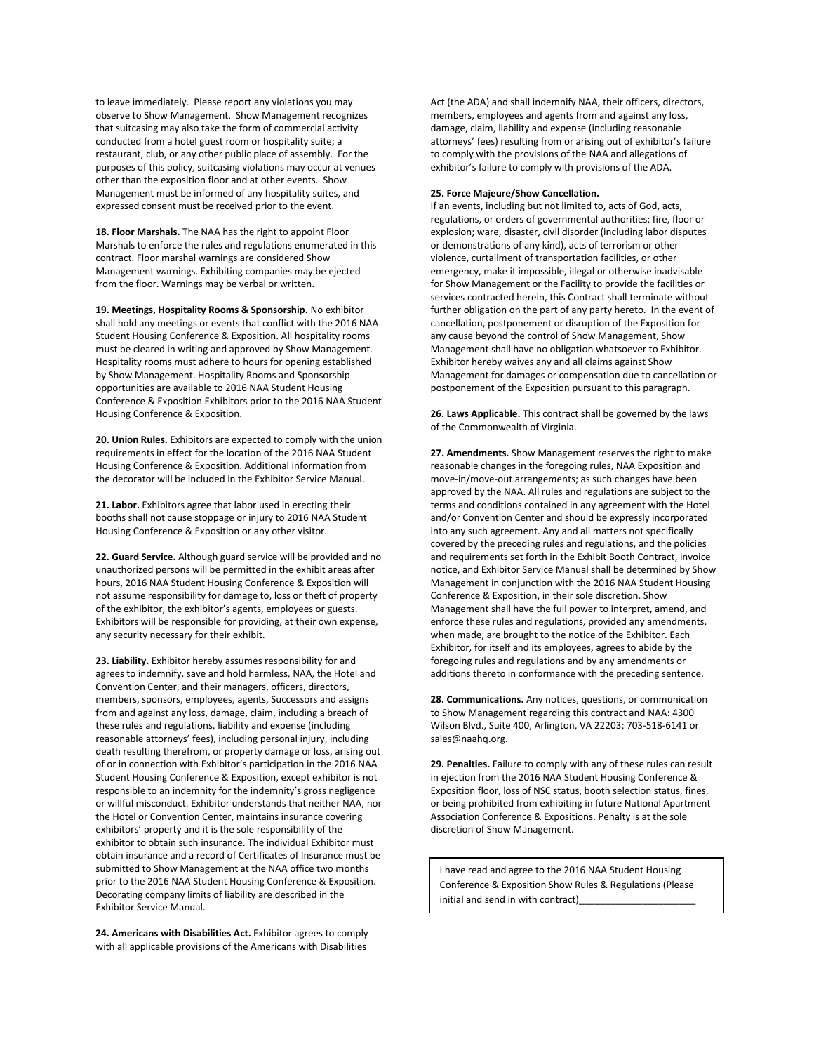to leave immediately. Please report any violations you may observe to Show Management. Show Management recognizes that suitcasing may also take the form of commercial activity conducted from a hotel guest room or hospitality suite; a restaurant, club, or any other public place of assembly. For the purposes of this policy, suitcasing violations may occur at venues other than the exposition floor and at other events. Show Management must be informed of any hospitality suites, and expressed consent must be received prior to the event.

**18. Floor Marshals.** The NAA has the right to appoint Floor Marshals to enforce the rules and regulations enumerated in this contract. Floor marshal warnings are considered Show Management warnings. Exhibiting companies may be ejected from the floor. Warnings may be verbal or written.

**19. Meetings, Hospitality Rooms & Sponsorship.** No exhibitor shall hold any meetings or events that conflict with the 2016 NAA Student Housing Conference & Exposition. All hospitality rooms must be cleared in writing and approved by Show Management. Hospitality rooms must adhere to hours for opening established by Show Management. Hospitality Rooms and Sponsorship opportunities are available to 2016 NAA Student Housing Conference & Exposition Exhibitors prior to the 2016 NAA Student Housing Conference & Exposition.

**20. Union Rules.** Exhibitors are expected to comply with the union requirements in effect for the location of the 2016 NAA Student Housing Conference & Exposition. Additional information from the decorator will be included in the Exhibitor Service Manual.

**21. Labor.** Exhibitors agree that labor used in erecting their booths shall not cause stoppage or injury to 2016 NAA Student Housing Conference & Exposition or any other visitor.

**22. Guard Service.** Although guard service will be provided and no unauthorized persons will be permitted in the exhibit areas after hours, 2016 NAA Student Housing Conference & Exposition will not assume responsibility for damage to, loss or theft of property of the exhibitor, the exhibitor's agents, employees or guests. Exhibitors will be responsible for providing, at their own expense, any security necessary for their exhibit.

**23. Liability.** Exhibitor hereby assumes responsibility for and agrees to indemnify, save and hold harmless, NAA, the Hotel and Convention Center, and their managers, officers, directors, members, sponsors, employees, agents, Successors and assigns from and against any loss, damage, claim, including a breach of these rules and regulations, liability and expense (including reasonable attorneys' fees), including personal injury, including death resulting therefrom, or property damage or loss, arising out of or in connection with Exhibitor's participation in the 2016 NAA Student Housing Conference & Exposition, except exhibitor is not responsible to an indemnity for the indemnity's gross negligence or willful misconduct. Exhibitor understands that neither NAA, nor the Hotel or Convention Center, maintains insurance covering exhibitors' property and it is the sole responsibility of the exhibitor to obtain such insurance. The individual Exhibitor must obtain insurance and a record of Certificates of Insurance must be submitted to Show Management at the NAA office two months prior to the 2016 NAA Student Housing Conference & Exposition. Decorating company limits of liability are described in the Exhibitor Service Manual.

**24. Americans with Disabilities Act.** Exhibitor agrees to comply with all applicable provisions of the Americans with Disabilities Act (the ADA) and shall indemnify NAA, their officers, directors, members, employees and agents from and against any loss, damage, claim, liability and expense (including reasonable attorneys' fees) resulting from or arising out of exhibitor's failure to comply with the provisions of the NAA and allegations of exhibitor's failure to comply with provisions of the ADA.

**25. Force Majeure/Show Cancellation.**
If an events, including but not limited to, acts of God, acts, regulations, or orders of governmental authorities; fire, floor or explosion; ware, disaster, civil disorder (including labor disputes or demonstrations of any kind), acts of terrorism or other violence, curtailment of transportation facilities, or other emergency, make it impossible, illegal or otherwise inadvisable for Show Management or the Facility to provide the facilities or services contracted herein, this Contract shall terminate without further obligation on the part of any party hereto. In the event of cancellation, postponement or disruption of the Exposition for any cause beyond the control of Show Management, Show Management shall have no obligation whatsoever to Exhibitor. Exhibitor hereby waives any and all claims against Show Management for damages or compensation due to cancellation or postponement of the Exposition pursuant to this paragraph.

**26. Laws Applicable.** This contract shall be governed by the laws of the Commonwealth of Virginia.

**27. Amendments.** Show Management reserves the right to make reasonable changes in the foregoing rules, NAA Exposition and move-in/move-out arrangements; as such changes have been approved by the NAA. All rules and regulations are subject to the terms and conditions contained in any agreement with the Hotel and/or Convention Center and should be expressly incorporated into any such agreement. Any and all matters not specifically covered by the preceding rules and regulations, and the policies and requirements set forth in the Exhibit Booth Contract, invoice notice, and Exhibitor Service Manual shall be determined by Show Management in conjunction with the 2016 NAA Student Housing Conference & Exposition, in their sole discretion. Show Management shall have the full power to interpret, amend, and enforce these rules and regulations, provided any amendments, when made, are brought to the notice of the Exhibitor. Each Exhibitor, for itself and its employees, agrees to abide by the foregoing rules and regulations and by any amendments or additions thereto in conformance with the preceding sentence.

**28. Communications.** Any notices, questions, or communication to Show Management regarding this contract and NAA: 4300 Wilson Blvd., Suite 400, Arlington, VA 22203; 703-518-6141 or sales@naahq.org.

**29. Penalties.** Failure to comply with any of these rules can result in ejection from the 2016 NAA Student Housing Conference & Exposition floor, loss of NSC status, booth selection status, fines, or being prohibited from exhibiting in future National Apartment Association Conference & Expositions. Penalty is at the sole discretion of Show Management.

I have read and agree to the 2016 NAA Student Housing Conference & Exposition Show Rules & Regulations (Please initial and send in with contract)______________________